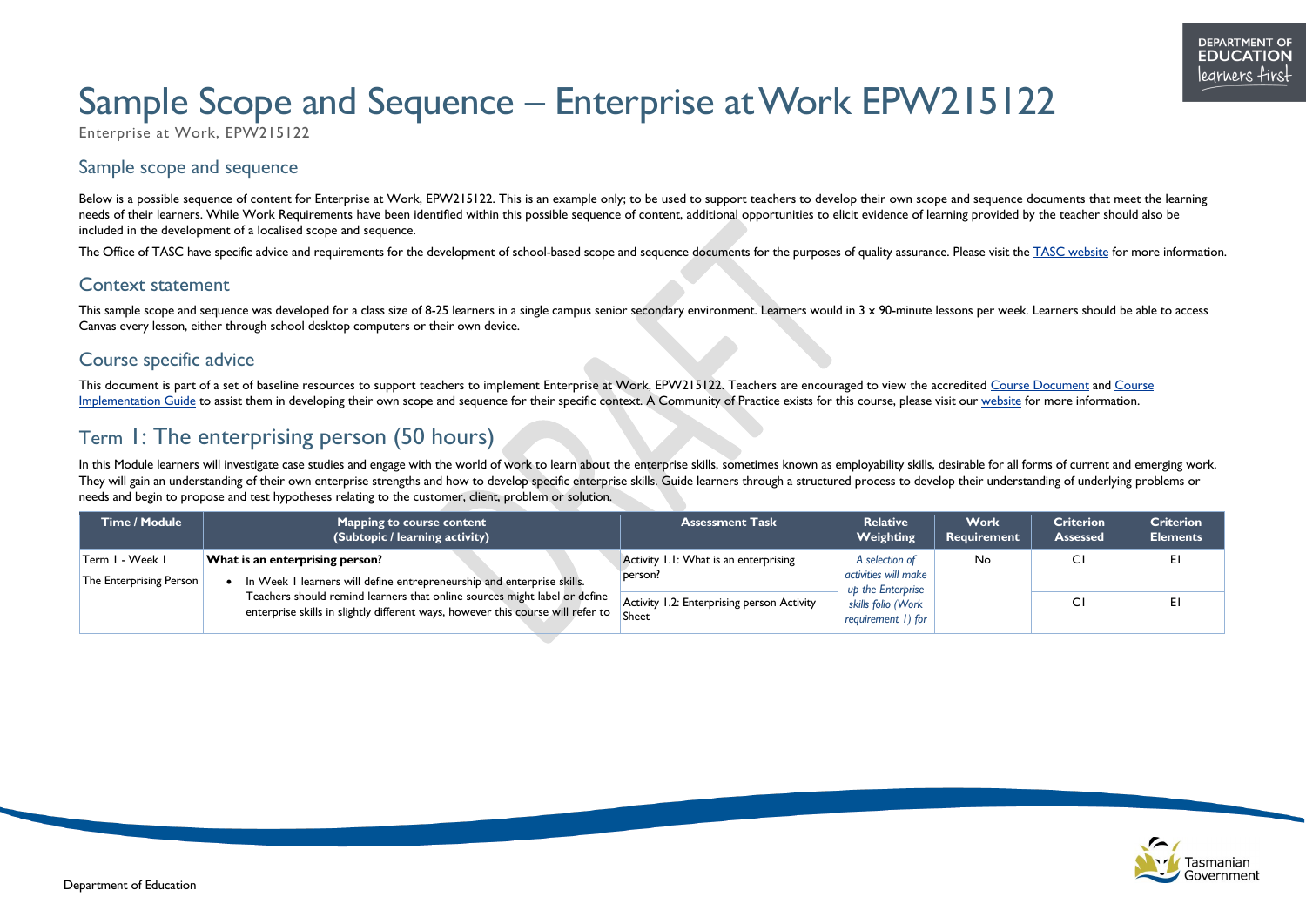# Sample Scope and Sequence – Enterprise at Work EPW215122

Enterprise at Work, EPW215122

## Sample scope and sequence

Below is a possible sequence of content for Enterprise at Work, EPW215122. This is an example only; to be used to support teachers to develop their own scope and sequence documents that meet the learning needs of their learners. While Work Requirements have been identified within this possible sequence of content, additional opportunities to elicit evidence of learning provided by the teacher should also be included in the development of a localised scope and sequence.

The Office of TASC have specific advice and requirements for the development of school-based scope and sequence documents for the purposes of quality assurance. Please visit the TASC website for more information.

## Context statement

This sample scope and sequence was developed for a class size of 8-25 learners in a single campus senior secondary environment. Learners would in 3 x 90-minute lessons per week. Learners should be able to access Canvas every lesson, either through school desktop computers or their own device.

## Course specific advice

This document is part of a set of baseline resources to support teachers to implement Enterprise at Work, EPW215122. Teachers are encouraged to view the accredited Course Document and Course Implementation Guide to assist them in developing their own scope and sequence for their specific context. A Community of Practice exists for this course, please visit our website for more information.

## Term 1: The enterprising person (50 hours)

In this Module learners will investigate case studies and engage with the world of work to learn about the enterprise skills, sometimes known as employability skills, desirable for all forms of current and emerging work. They will gain an understanding of their own enterprise strengths and how to develop specific enterprise skills. Guide learners through a structured process to develop their understanding of underlying problems or needs and begin to propose and test hypotheses relating to the customer, client, problem or solution.

| Time / Module | Mapping to course content (Subtopic / learning activity) | Assessment Task | Relative Weighting | Work Requirement | Criterion Assessed | Criterion Elements |
|---|---|---|---|---|---|---|
| Term 1 - Week 1<br>The Enterprising Person | **What is an enterprising person?**<br>• In Week 1 learners will define entrepreneurship and enterprise skills. Teachers should remind learners that online sources might label or define enterprise skills in slightly different ways, however this course will refer to | Activity 1.1: What is an enterprising person? | *A selection of activities will make up the Enterprise skills folio (Work requirement 1) for* | No | C1 | E1 |
| | | Activity 1.2: Enterprising person Activity Sheet | | | C1 | E1 |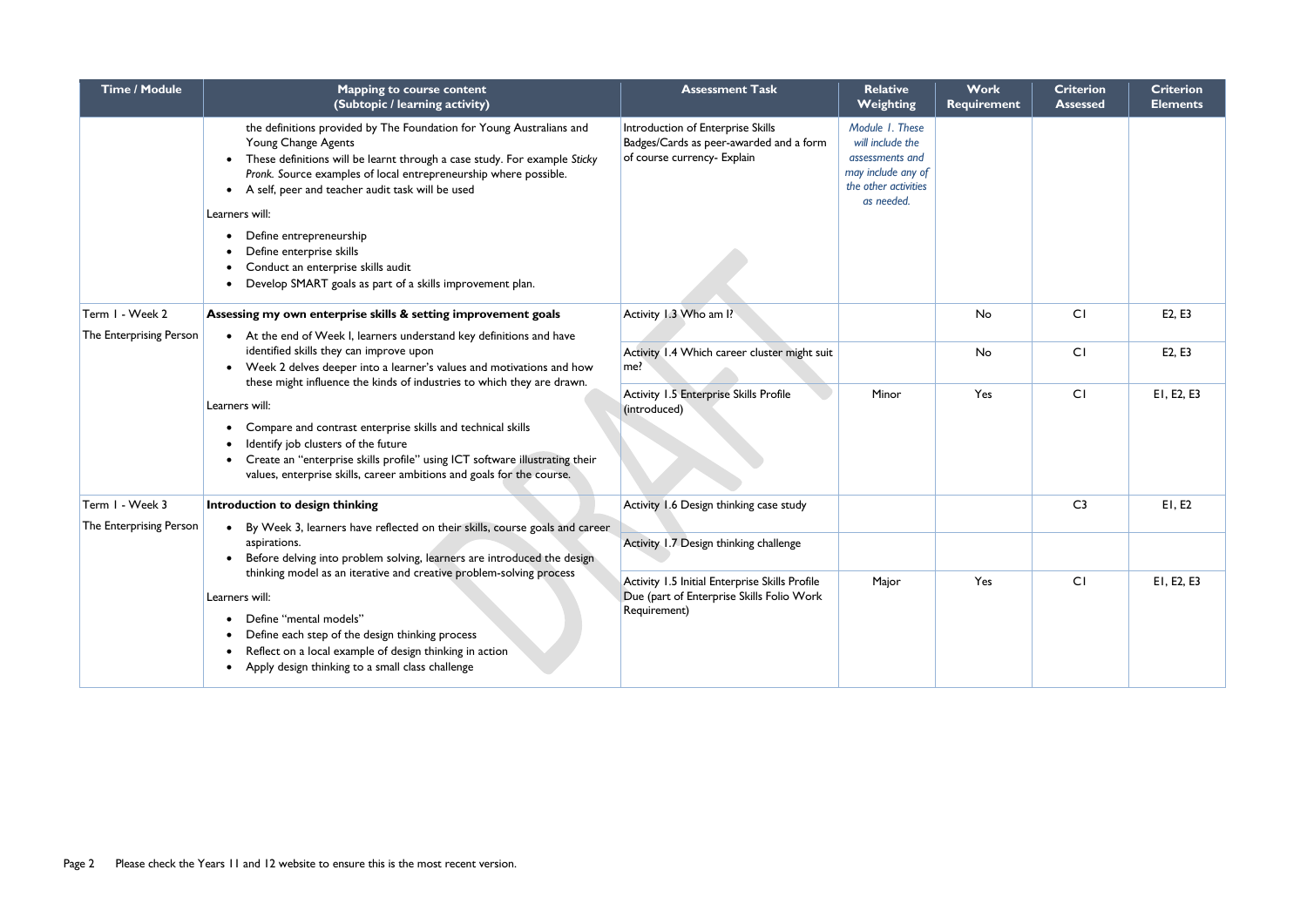| Time / Module | Mapping to course content (Subtopic / learning activity) | Assessment Task | Relative Weighting | Work Requirement | Criterion Assessed | Criterion Elements |
|---|---|---|---|---|---|---|
| | the definitions provided by The Foundation for Young Australians and Young Change Agents<br>• These definitions will be learnt through a case study. For example *Sticky Pronk*. Source examples of local entrepreneurship where possible.<br>• A self, peer and teacher audit task will be used<br>Learners will:<br>• Define entrepreneurship<br>• Define enterprise skills<br>• Conduct an enterprise skills audit<br>• Develop SMART goals as part of a skills improvement plan. | Introduction of Enterprise Skills Badges/Cards as peer-awarded and a form of course currency- Explain | *Module 1. These will include the assessments and may include any of the other activities as needed.* | | | |
| Term 1 - Week 2<br>The Enterprising Person | **Assessing my own enterprise skills & setting improvement goals**<br>• At the end of Week 1, learners understand key definitions and have identified skills they can improve upon<br>• Week 2 delves deeper into a learner's values and motivations and how these might influence the kinds of industries to which they are drawn.<br>Learners will:<br>• Compare and contrast enterprise skills and technical skills<br>• Identify job clusters of the future<br>• Create an "enterprise skills profile" using ICT software illustrating their values, enterprise skills, career ambitions and goals for the course. | Activity 1.3 Who am I? | | No | C1 | E2, E3 |
| | | Activity 1.4 Which career cluster might suit me? | | No | C1 | E2, E3 |
| | | Activity 1.5 Enterprise Skills Profile (introduced) | Minor | Yes | C1 | E1, E2, E3 |
| Term 1 - Week 3<br>The Enterprising Person | **Introduction to design thinking**<br>• By Week 3, learners have reflected on their skills, course goals and career aspirations.<br>• Before delving into problem solving, learners are introduced the design thinking model as an iterative and creative problem-solving process<br>Learners will:<br>• Define "mental models"<br>• Define each step of the design thinking process<br>• Reflect on a local example of design thinking in action<br>• Apply design thinking to a small class challenge | Activity 1.6 Design thinking case study | | | C3 | E1, E2 |
| | | Activity 1.7 Design thinking challenge | | | | |
| | | Activity 1.5 Initial Enterprise Skills Profile Due (part of Enterprise Skills Folio Work Requirement) | Major | Yes | C1 | E1, E2, E3 |

Please check the Years 11 and 12 website to ensure this is the most recent version.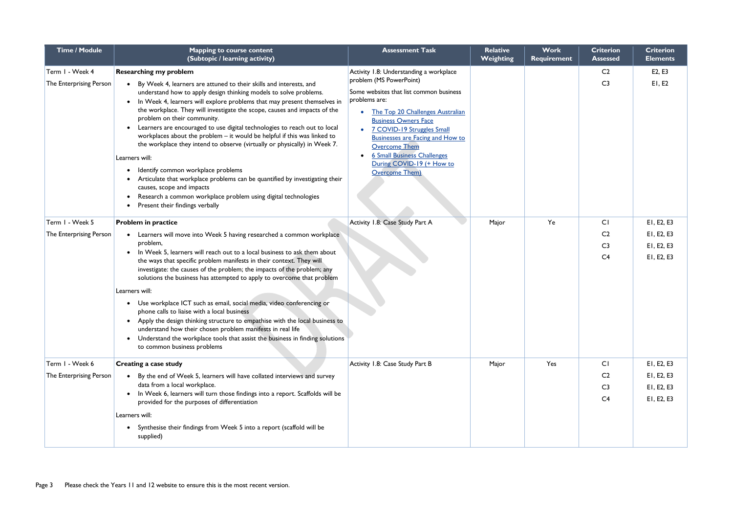| Time / Module | Mapping to course content (Subtopic / learning activity) | Assessment Task | Relative Weighting | Work Requirement | Criterion Assessed | Criterion Elements |
|---|---|---|---|---|---|---|
| Term 1 - Week 4<br><br>The Enterprising Person | **Researching my problem**<br><ul><li>By Week 4, learners are attuned to their skills and interests, and understand how to apply design thinking models to solve problems.</li><li>In Week 4, learners will explore problems that may present themselves in the workplace. They will investigate the scope, causes and impacts of the problem on their community.</li><li>Learners are encouraged to use digital technologies to reach out to local workplaces about the problem – it would be helpful if this was linked to the workplace they intend to observe (virtually or physically) in Week 7.</li></ul>Learners will:<ul><li>Identify common workplace problems</li><li>Articulate that workplace problems can be quantified by investigating their causes, scope and impacts</li><li>Research a common workplace problem using digital technologies</li><li>Present their findings verbally</li></ul> | Activity 1.8: Understanding a workplace problem (MS PowerPoint)<br><br>Some websites that list common business problems are:<ul><li>The Top 20 Challenges Australian Business Owners Face</li><li>7 COVID-19 Struggles Small Businesses are Facing and How to Overcome Them</li><li>6 Small Business Challenges During COVID-19 (+ How to Overcome Them)</li></ul> | | | C2<br>C3 | E2, E3<br>E1, E2 |
| Term 1 - Week 5<br><br>The Enterprising Person | **Problem in practice**<br><ul><li>Learners will move into Week 5 having researched a common workplace problem,</li><li>In Week 5, learners will reach out to a local business to ask them about the ways that specific problem manifests in their context. They will investigate: the causes of the problem; the impacts of the problem; any solutions the business has attempted to apply to overcome that problem</li></ul>Learners will:<ul><li>Use workplace ICT such as email, social media, video conferencing or phone calls to liaise with a local business</li><li>Apply the design thinking structure to empathise with the local business to understand how their chosen problem manifests in real life</li><li>Understand the workplace tools that assist the business in finding solutions to common business problems</li></ul> | Activity 1.8: Case Study Part A | Major | Ye | C1<br>C2<br>C3<br>C4 | E1, E2, E3<br>E1, E2, E3<br>E1, E2, E3<br>E1, E2, E3 |
| Term 1 - Week 6<br><br>The Enterprising Person | **Creating a case study**<br><ul><li>By the end of Week 5, learners will have collated interviews and survey data from a local workplace.</li><li>In Week 6, learners will turn those findings into a report. Scaffolds will be provided for the purposes of differentiation</li></ul>Learners will:<ul><li>Synthesise their findings from Week 5 into a report (scaffold will be supplied)</li></ul> | Activity 1.8: Case Study Part B | Major | Yes | C1<br>C2<br>C3<br>C4 | E1, E2, E3<br>E1, E2, E3<br>E1, E2, E3<br>E1, E2, E3 |

Please check the Years 11 and 12 website to ensure this is the most recent version.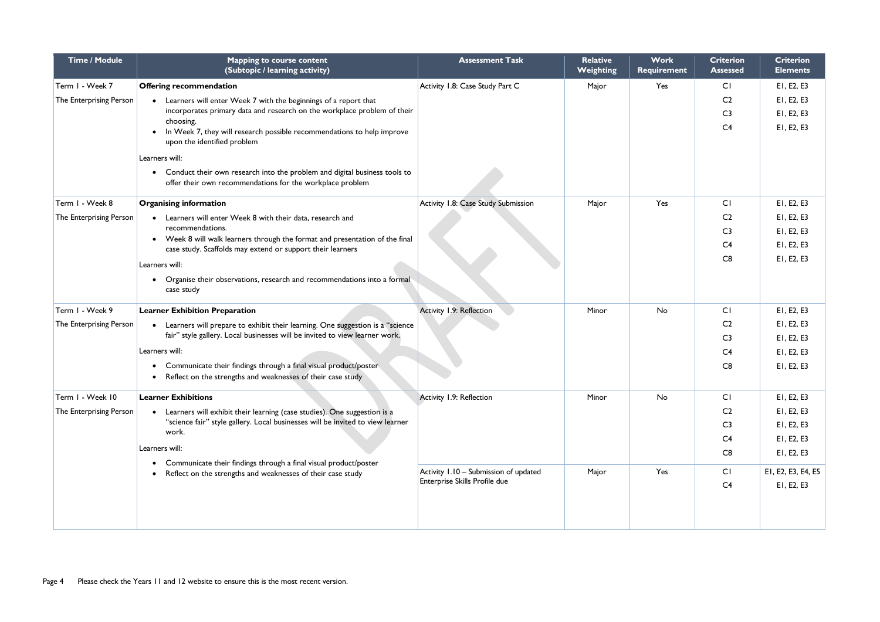| Time / Module | Mapping to course content (Subtopic / learning activity) | Assessment Task | Relative Weighting | Work Requirement | Criterion Assessed | Criterion Elements |
|---|---|---|---|---|---|---|
| Term 1 - Week 7<br>The Enterprising Person | **Offering recommendation**<br>• Learners will enter Week 7 with the beginnings of a report that incorporates primary data and research on the workplace problem of their choosing.<br>• In Week 7, they will research possible recommendations to help improve upon the identified problem<br>Learners will:<br>• Conduct their own research into the problem and digital business tools to offer their own recommendations for the workplace problem | Activity 1.8: Case Study Part C | Major | Yes | C1<br>C2<br>C3<br>C4 | E1, E2, E3<br>E1, E2, E3<br>E1, E2, E3<br>E1, E2, E3 |
| Term 1 - Week 8<br>The Enterprising Person | **Organising information**<br>• Learners will enter Week 8 with their data, research and recommendations.<br>• Week 8 will walk learners through the format and presentation of the final case study. Scaffolds may extend or support their learners<br>Learners will:<br>• Organise their observations, research and recommendations into a formal case study | Activity 1.8: Case Study Submission | Major | Yes | C1<br>C2<br>C3<br>C4<br>C8 | E1, E2, E3<br>E1, E2, E3<br>E1, E2, E3<br>E1, E2, E3<br>E1, E2, E3 |
| Term 1 - Week 9<br>The Enterprising Person | **Learner Exhibition Preparation**<br>• Learners will prepare to exhibit their learning. One suggestion is a "science fair" style gallery. Local businesses will be invited to view learner work.<br>Learners will:<br>• Communicate their findings through a final visual product/poster<br>• Reflect on the strengths and weaknesses of their case study | Activity 1.9: Reflection | Minor | No | C1<br>C2<br>C3<br>C4<br>C8 | E1, E2, E3<br>E1, E2, E3<br>E1, E2, E3<br>E1, E2, E3<br>E1, E2, E3 |
| Term 1 - Week 10<br>The Enterprising Person | **Learner Exhibitions**<br>• Learners will exhibit their learning (case studies). One suggestion is a "science fair" style gallery. Local businesses will be invited to view learner work.<br>Learners will:<br>• Communicate their findings through a final visual product/poster<br>• Reflect on the strengths and weaknesses of their case study | Activity 1.9: Reflection | Minor | No | C1<br>C2<br>C3<br>C4<br>C8 | E1, E2, E3<br>E1, E2, E3<br>E1, E2, E3<br>E1, E2, E3<br>E1, E2, E3 |
| | | Activity 1.10 – Submission of updated Enterprise Skills Profile due | Major | Yes | C1<br>C4 | E1, E2, E3, E4, E5<br>E1, E2, E3 |

Please check the Years 11 and 12 website to ensure this is the most recent version.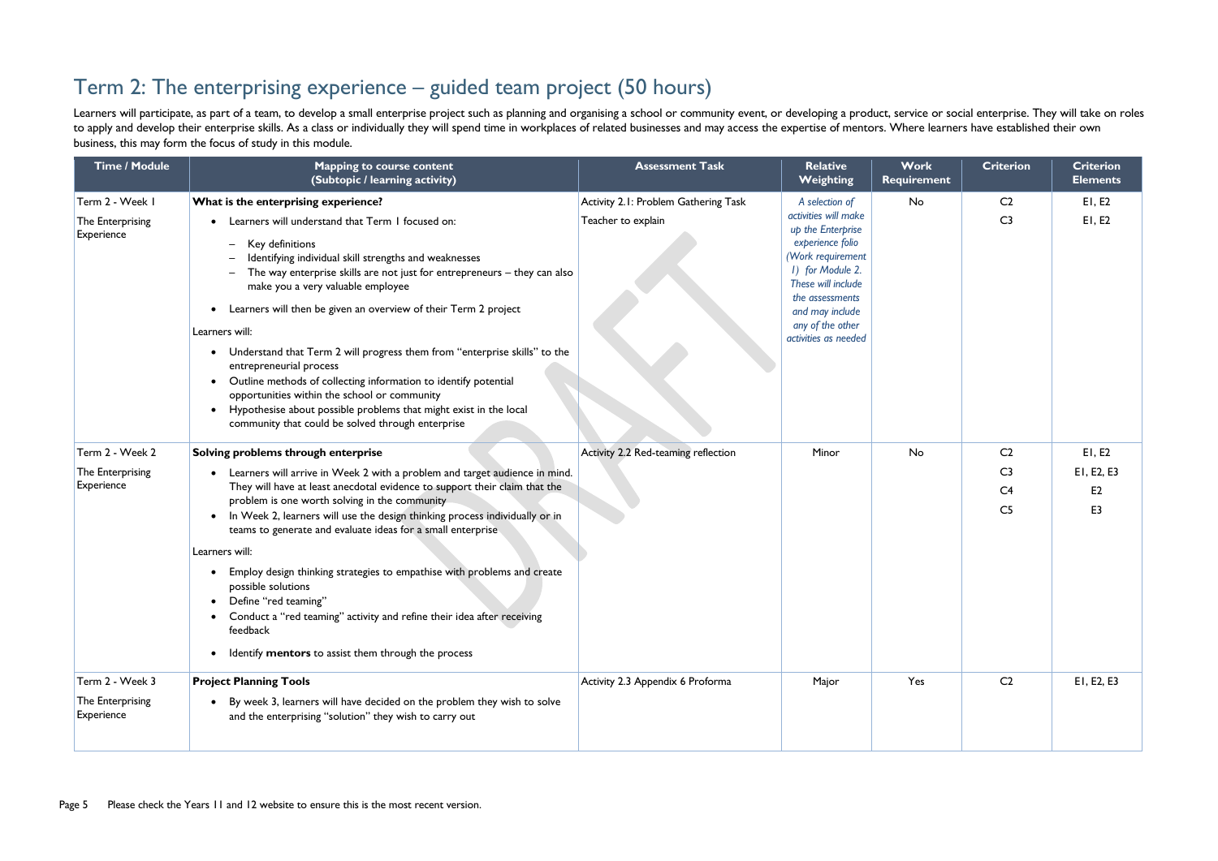# Term 2: The enterprising experience – guided team project (50 hours)

Learners will participate, as part of a team, to develop a small enterprise project such as planning and organising a school or community event, or developing a product, service or social enterprise. They will take on roles to apply and develop their enterprise skills. As a class or individually they will spend time in workplaces of related businesses and may access the expertise of mentors. Where learners have established their own business, this may form the focus of study in this module.

| Time / Module | Mapping to course content (Subtopic / learning activity) | Assessment Task | Relative Weighting | Work Requirement | Criterion | Criterion Elements |
|---|---|---|---|---|---|---|
| Term 2 - Week 1<br><br>The Enterprising Experience | **What is the enterprising experience?**<br>• Learners will understand that Term 1 focused on:<br>– Key definitions<br>– Identifying individual skill strengths and weaknesses<br>– The way enterprise skills are not just for entrepreneurs – they can also make you a very valuable employee<br>• Learners will then be given an overview of their Term 2 project<br><br>Learners will:<br>• Understand that Term 2 will progress them from "enterprise skills" to the entrepreneurial process<br>• Outline methods of collecting information to identify potential opportunities within the school or community<br>• Hypothesise about possible problems that might exist in the local community that could be solved through enterprise | Activity 2.1: Problem Gathering Task<br><br>Teacher to explain | *A selection of activities will make up the Enterprise experience folio (Work requirement 1) for Module 2. These will include the assessments and may include any of the other activities as needed* | No | C2<br>C3 | E1, E2<br>E1, E2 |
| Term 2 - Week 2<br><br>The Enterprising Experience | **Solving problems through enterprise**<br>• Learners will arrive in Week 2 with a problem and target audience in mind. They will have at least anecdotal evidence to support their claim that the problem is one worth solving in the community<br>• In Week 2, learners will use the design thinking process individually or in teams to generate and evaluate ideas for a small enterprise<br><br>Learners will:<br>• Employ design thinking strategies to empathise with problems and create possible solutions<br>• Define "red teaming"<br>• Conduct a "red teaming" activity and refine their idea after receiving feedback<br>• Identify **mentors** to assist them through the process | Activity 2.2 Red-teaming reflection | Minor | No | C2<br>C3<br>C4<br>C5 | E1, E2<br>E1, E2, E3<br>E2<br>E3 |
| Term 2 - Week 3<br><br>The Enterprising Experience | **Project Planning Tools**<br>• By week 3, learners will have decided on the problem they wish to solve and the enterprising "solution" they wish to carry out | Activity 2.3 Appendix 6 Proforma | Major | Yes | C2 | E1, E2, E3 |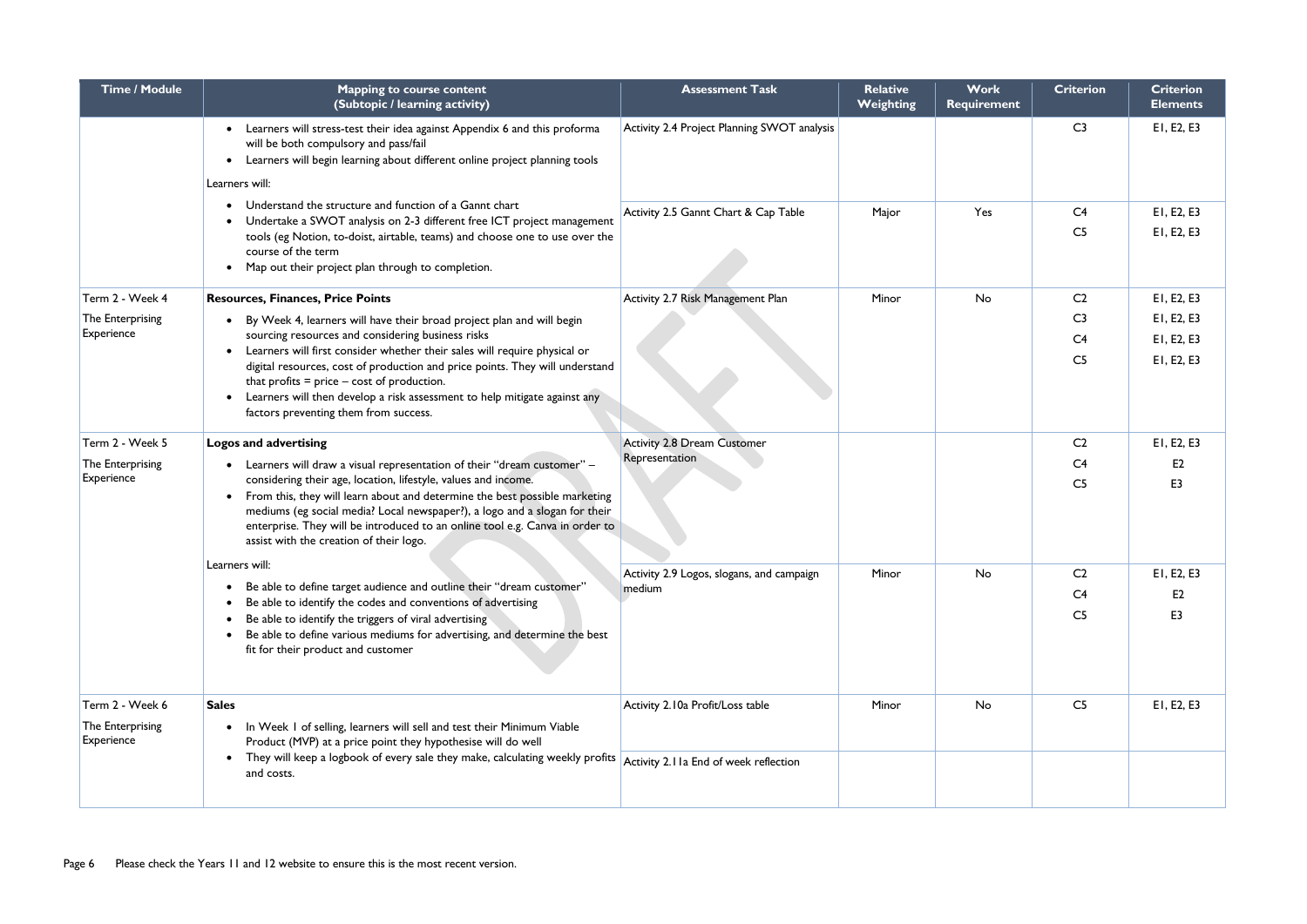| Time / Module | Mapping to course content (Subtopic / learning activity) | Assessment Task | Relative Weighting | Work Requirement | Criterion | Criterion Elements |
|---|---|---|---|---|---|---|
| | • Learners will stress-test their idea against Appendix 6 and this proforma will be both compulsory and pass/fail<br>• Learners will begin learning about different online project planning tools<br>Learners will:<br>• Understand the structure and function of a Gannt chart<br>• Undertake a SWOT analysis on 2-3 different free ICT project management tools (eg Notion, to-doist, airtable, teams) and choose one to use over the course of the term<br>• Map out their project plan through to completion. | Activity 2.4 Project Planning SWOT analysis | | | C3 | E1, E2, E3 |
| | | Activity 2.5 Gannt Chart & Cap Table | Major | Yes | C4<br>C5 | E1, E2, E3<br>E1, E2, E3 |
| Term 2 - Week 4<br>The Enterprising Experience | **Resources, Finances, Price Points**<br>• By Week 4, learners will have their broad project plan and will begin sourcing resources and considering business risks<br>• Learners will first consider whether their sales will require physical or digital resources, cost of production and price points. They will understand that profits = price – cost of production.<br>• Learners will then develop a risk assessment to help mitigate against any factors preventing them from success. | Activity 2.7 Risk Management Plan | Minor | No | C2<br>C3<br>C4<br>C5 | E1, E2, E3<br>E1, E2, E3<br>E1, E2, E3<br>E1, E2, E3 |
| Term 2 - Week 5<br>The Enterprising Experience | **Logos and advertising**<br>• Learners will draw a visual representation of their "dream customer" – considering their age, location, lifestyle, values and income.<br>• From this, they will learn about and determine the best possible marketing mediums (eg social media? Local newspaper?), a logo and a slogan for their enterprise. They will be introduced to an online tool e.g. Canva in order to assist with the creation of their logo.<br>Learners will:<br>• Be able to define target audience and outline their "dream customer"<br>• Be able to identify the codes and conventions of advertising<br>• Be able to identify the triggers of viral advertising<br>• Be able to define various mediums for advertising, and determine the best fit for their product and customer | Activity 2.8 Dream Customer Representation | | | C2<br>C4<br>C5 | E1, E2, E3<br>E2<br>E3 |
| | | Activity 2.9 Logos, slogans, and campaign medium | Minor | No | C2<br>C4<br>C5 | E1, E2, E3<br>E2<br>E3 |
| Term 2 - Week 6<br>The Enterprising Experience | **Sales**<br>• In Week 1 of selling, learners will sell and test their Minimum Viable Product (MVP) at a price point they hypothesise will do well<br>• They will keep a logbook of every sale they make, calculating weekly profits and costs. | Activity 2.10a Profit/Loss table | Minor | No | C5 | E1, E2, E3 |
| | | Activity 2.11a End of week reflection | | | | |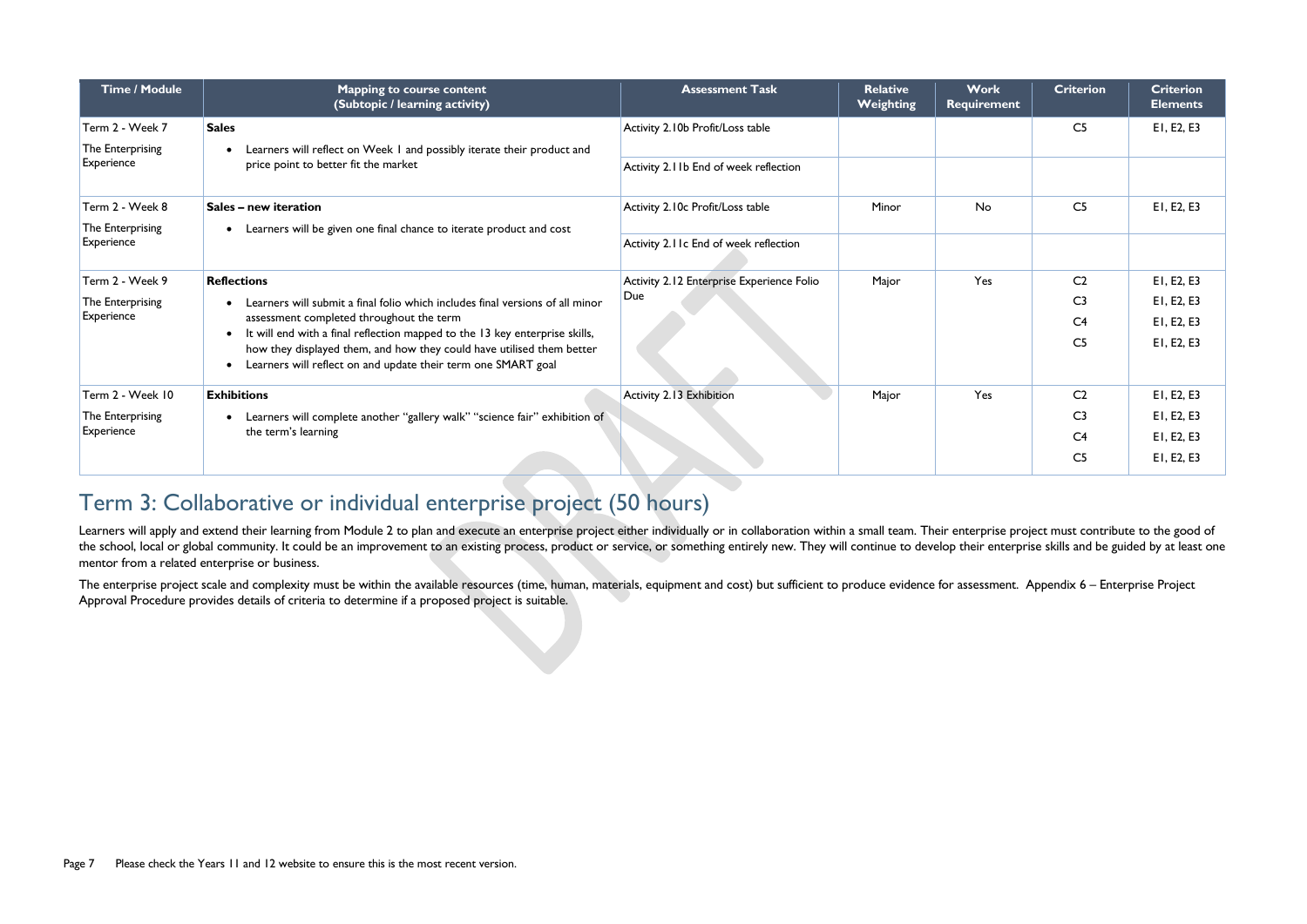| Time / Module | Mapping to course content (Subtopic / learning activity) | Assessment Task | Relative Weighting | Work Requirement | Criterion | Criterion Elements |
|---|---|---|---|---|---|---|
| Term 2 - Week 7<br>The Enterprising Experience | **Sales**<br>• Learners will reflect on Week 1 and possibly iterate their product and price point to better fit the market | Activity 2.10b Profit/Loss table | | | C5 | E1, E2, E3 |
| | | Activity 2.11b End of week reflection | | | | |
| Term 2 - Week 8<br>The Enterprising Experience | **Sales – new iteration**<br>• Learners will be given one final chance to iterate product and cost | Activity 2.10c Profit/Loss table | Minor | No | C5 | E1, E2, E3 |
| | | Activity 2.11c End of week reflection | | | | |
| Term 2 - Week 9<br>The Enterprising Experience | **Reflections**<br>• Learners will submit a final folio which includes final versions of all minor assessment completed throughout the term<br>• It will end with a final reflection mapped to the 13 key enterprise skills, how they displayed them, and how they could have utilised them better<br>• Learners will reflect on and update their term one SMART goal | Activity 2.12 Enterprise Experience Folio Due | Major | Yes | C2<br>C3<br>C4<br>C5 | E1, E2, E3<br>E1, E2, E3<br>E1, E2, E3<br>E1, E2, E3 |
| Term 2 - Week 10<br>The Enterprising Experience | **Exhibitions**<br>• Learners will complete another "gallery walk" "science fair" exhibition of the term's learning | Activity 2.13 Exhibition | Major | Yes | C2<br>C3<br>C4<br>C5 | E1, E2, E3<br>E1, E2, E3<br>E1, E2, E3<br>E1, E2, E3 |

## Term 3: Collaborative or individual enterprise project (50 hours)

Learners will apply and extend their learning from Module 2 to plan and execute an enterprise project either individually or in collaboration within a small team. Their enterprise project must contribute to the good of the school, local or global community. It could be an improvement to an existing process, product or service, or something entirely new. They will continue to develop their enterprise skills and be guided by at least one mentor from a related enterprise or business.

The enterprise project scale and complexity must be within the available resources (time, human, materials, equipment and cost) but sufficient to produce evidence for assessment. Appendix 6 – Enterprise Project Approval Procedure provides details of criteria to determine if a proposed project is suitable.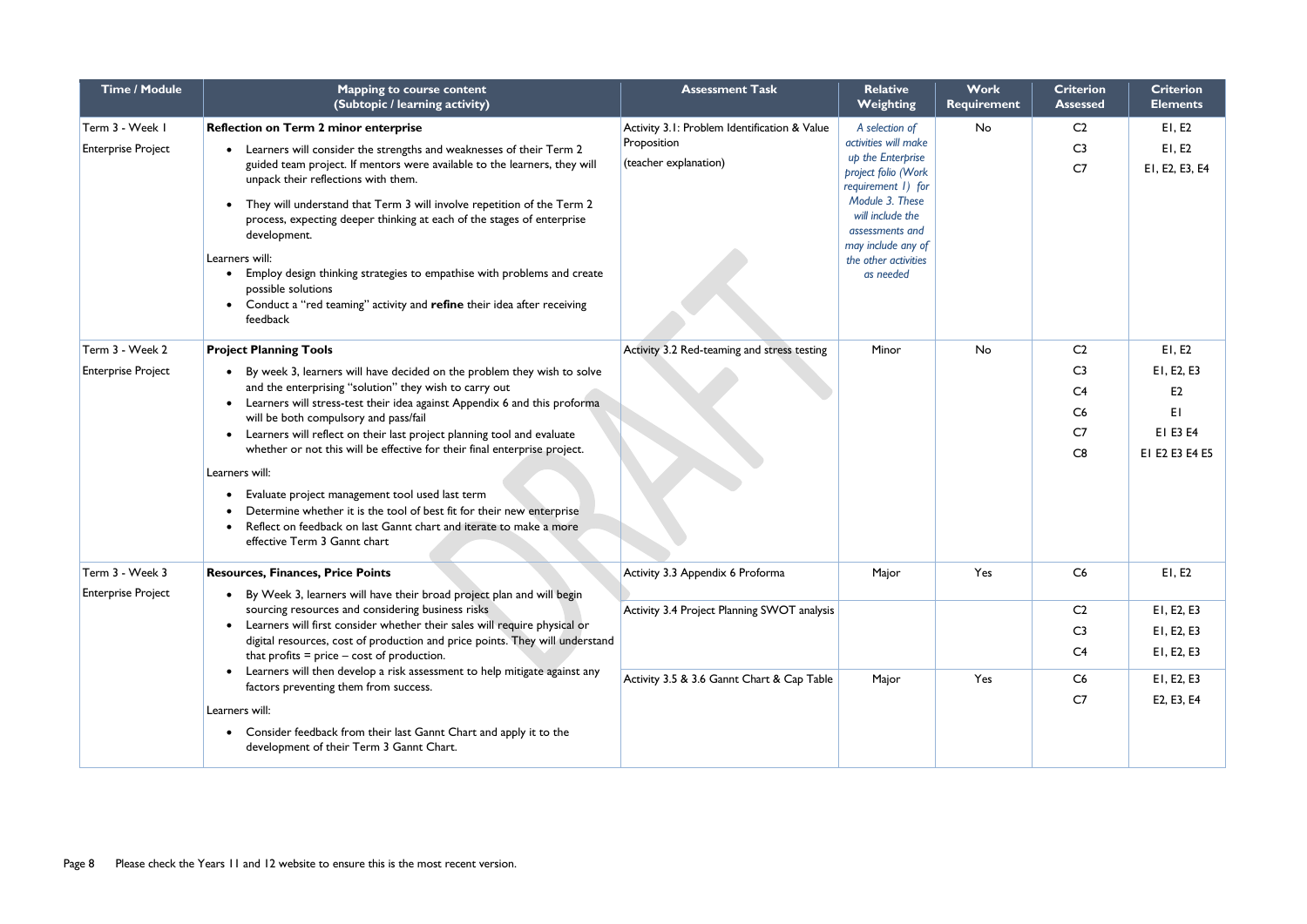| Time / Module | Mapping to course content (Subtopic / learning activity) | Assessment Task | Relative Weighting | Work Requirement | Criterion Assessed | Criterion Elements |
|---|---|---|---|---|---|---|
| Term 3 - Week 1<br><br>Enterprise Project | **Reflection on Term 2 minor enterprise**<br><br>• Learners will consider the strengths and weaknesses of their Term 2 guided team project. If mentors were available to the learners, they will unpack their reflections with them.<br>• They will understand that Term 3 will involve repetition of the Term 2 process, expecting deeper thinking at each of the stages of enterprise development.<br><br>Learners will:<br>• Employ design thinking strategies to empathise with problems and create possible solutions<br>• Conduct a "red teaming" activity and **refine** their idea after receiving feedback | Activity 3.1: Problem Identification & Value Proposition<br><br>(teacher explanation) | *A selection of activities will make up the Enterprise project folio (Work requirement 1) for Module 3. These will include the assessments and may include any of the other activities as needed* | No | C2<br>C3<br>C7 | E1, E2<br>E1, E2<br>E1, E2, E3, E4 |
| Term 3 - Week 2<br><br>Enterprise Project | **Project Planning Tools**<br><br>• By week 3, learners will have decided on the problem they wish to solve and the enterprising "solution" they wish to carry out<br>• Learners will stress-test their idea against Appendix 6 and this proforma will be both compulsory and pass/fail<br>• Learners will reflect on their last project planning tool and evaluate whether or not this will be effective for their final enterprise project.<br><br>Learners will:<br>• Evaluate project management tool used last term<br>• Determine whether it is the tool of best fit for their new enterprise<br>• Reflect on feedback on last Gannt chart and iterate to make a more effective Term 3 Gannt chart | Activity 3.2 Red-teaming and stress testing | Minor | No | C2<br>C3<br>C4<br>C6<br>C7<br>C8 | E1, E2<br>E1, E2, E3<br>E2<br>E1<br>E1 E3 E4<br>E1 E2 E3 E4 E5 |
| Term 3 - Week 3<br><br>Enterprise Project | **Resources, Finances, Price Points**<br><br>• By Week 3, learners will have their broad project plan and will begin sourcing resources and considering business risks<br>• Learners will first consider whether their sales will require physical or digital resources, cost of production and price points. They will understand that profits = price – cost of production.<br>• Learners will then develop a risk assessment to help mitigate against any factors preventing them from success.<br><br>Learners will:<br>• Consider feedback from their last Gannt Chart and apply it to the development of their Term 3 Gannt Chart. | Activity 3.3 Appendix 6 Proforma | Major | Yes | C6 | E1, E2 |
| | | Activity 3.4 Project Planning SWOT analysis | | | C2<br>C3<br>C4 | E1, E2, E3<br>E1, E2, E3<br>E1, E2, E3 |
| | | Activity 3.5 & 3.6 Gannt Chart & Cap Table | Major | Yes | C6<br>C7 | E1, E2, E3<br>E2, E3, E4 |

Please check the Years 11 and 12 website to ensure this is the most recent version.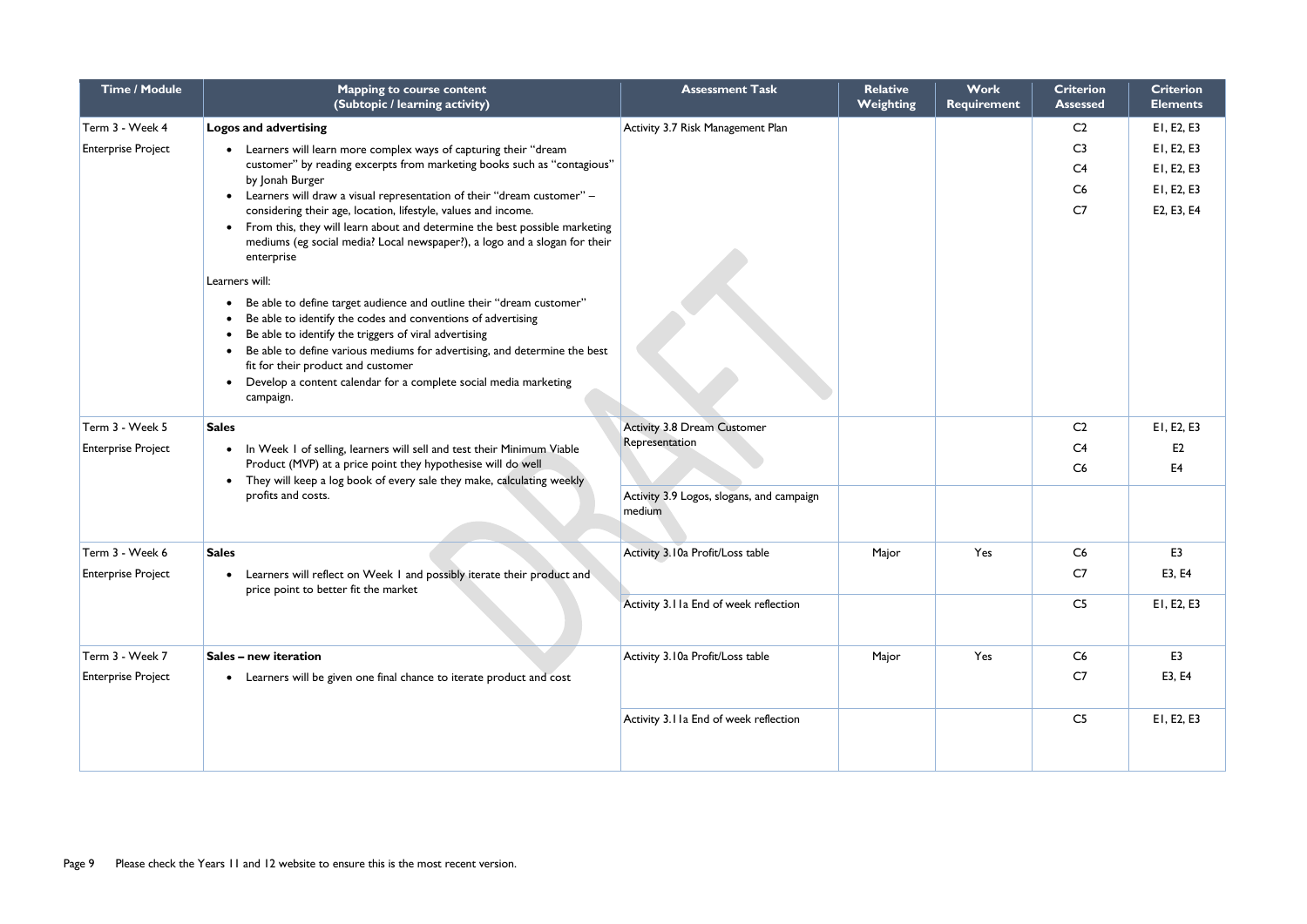| Time / Module | Mapping to course content (Subtopic / learning activity) | Assessment Task | Relative Weighting | Work Requirement | Criterion Assessed | Criterion Elements |
|---|---|---|---|---|---|---|
| Term 3 - Week 4<br>Enterprise Project | **Logos and advertising**<br>• Learners will learn more complex ways of capturing their "dream customer" by reading excerpts from marketing books such as "contagious" by Jonah Burger<br>• Learners will draw a visual representation of their "dream customer" – considering their age, location, lifestyle, values and income.<br>• From this, they will learn about and determine the best possible marketing mediums (eg social media? Local newspaper?), a logo and a slogan for their enterprise<br><br>Learners will:<br>• Be able to define target audience and outline their "dream customer"<br>• Be able to identify the codes and conventions of advertising<br>• Be able to identify the triggers of viral advertising<br>• Be able to define various mediums for advertising, and determine the best fit for their product and customer<br>• Develop a content calendar for a complete social media marketing campaign. | Activity 3.7 Risk Management Plan | | | C2<br>C3<br>C4<br>C6<br>C7 | E1, E2, E3<br>E1, E2, E3<br>E1, E2, E3<br>E1, E2, E3<br>E2, E3, E4 |
| Term 3 - Week 5<br>Enterprise Project | **Sales**<br>• In Week 1 of selling, learners will sell and test their Minimum Viable Product (MVP) at a price point they hypothesise will do well<br>• They will keep a log book of every sale they make, calculating weekly profits and costs. | Activity 3.8 Dream Customer Representation | | | C2<br>C4<br>C6 | E1, E2, E3<br>E2<br>E4 |
| | | Activity 3.9 Logos, slogans, and campaign medium | | | | |
| Term 3 - Week 6<br>Enterprise Project | **Sales**<br>• Learners will reflect on Week 1 and possibly iterate their product and price point to better fit the market | Activity 3.10a Profit/Loss table | Major | Yes | C6<br>C7 | E3<br>E3, E4 |
| | | Activity 3.11a End of week reflection | | | C5 | E1, E2, E3 |
| Term 3 - Week 7<br>Enterprise Project | **Sales – new iteration**<br>• Learners will be given one final chance to iterate product and cost | Activity 3.10a Profit/Loss table | Major | Yes | C6<br>C7 | E3<br>E3, E4 |
| | | Activity 3.11a End of week reflection | | | C5 | E1, E2, E3 |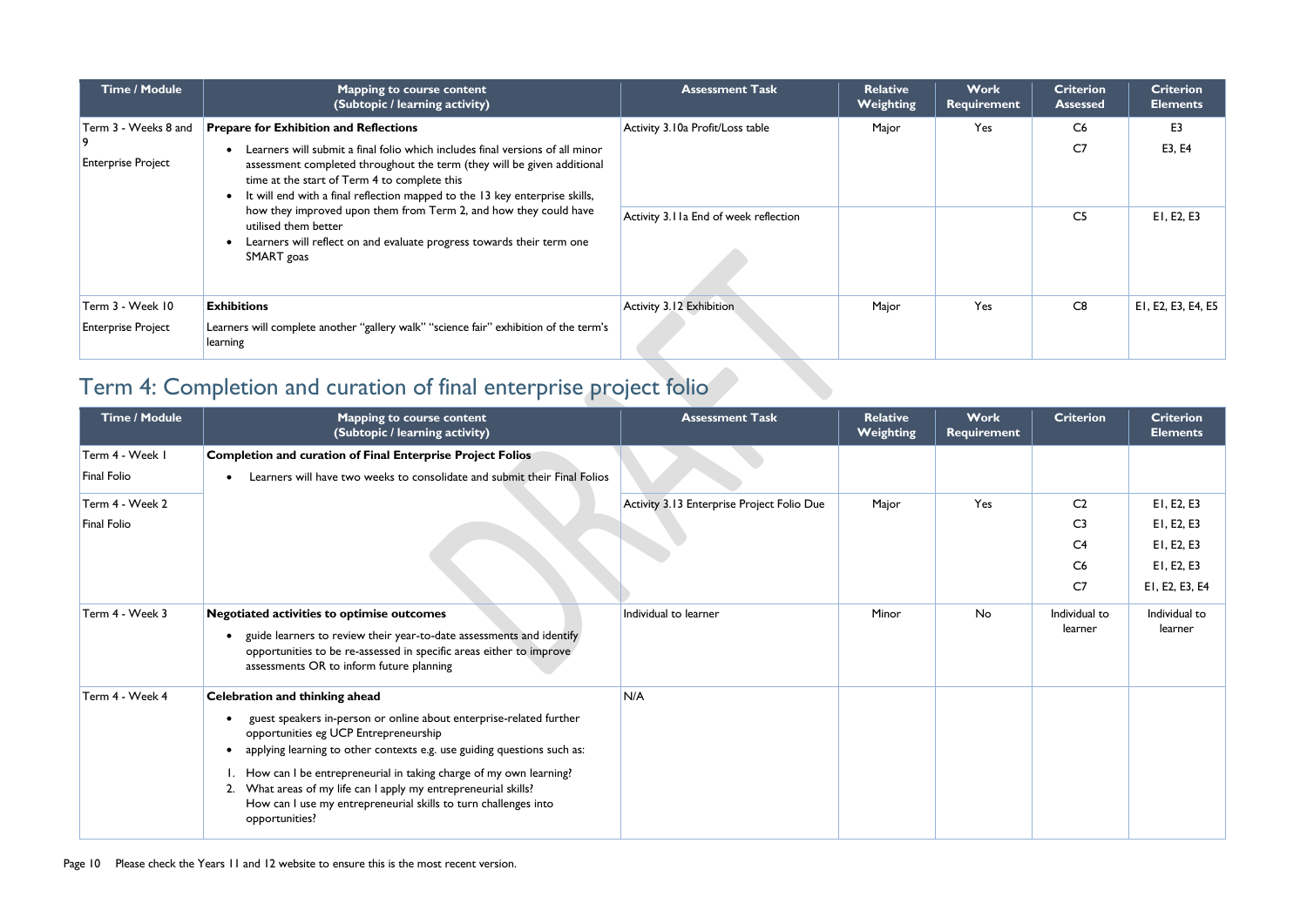| Time / Module | Mapping to course content (Subtopic / learning activity) | Assessment Task | Relative Weighting | Work Requirement | Criterion Assessed | Criterion Elements |
|---|---|---|---|---|---|---|
| Term 3 - Weeks 8 and 9<br>Enterprise Project | **Prepare for Exhibition and Reflections**<br>• Learners will submit a final folio which includes final versions of all minor assessment completed throughout the term (they will be given additional time at the start of Term 4 to complete this<br>• It will end with a final reflection mapped to the 13 key enterprise skills, how they improved upon them from Term 2, and how they could have utilised them better<br>• Learners will reflect on and evaluate progress towards their term one SMART goas | Activity 3.10a Profit/Loss table | Major | Yes | C6<br>C7 | E3<br>E3, E4 |
| | | Activity 3.11a End of week reflection | | | C5 | E1, E2, E3 |
| Term 3 - Week 10<br>Enterprise Project | **Exhibitions**<br>Learners will complete another "gallery walk" "science fair" exhibition of the term's learning | Activity 3.12 Exhibition | Major | Yes | C8 | E1, E2, E3, E4, E5 |

## Term 4: Completion and curation of final enterprise project folio

| Time / Module | Mapping to course content (Subtopic / learning activity) | Assessment Task | Relative Weighting | Work Requirement | Criterion | Criterion Elements |
|---|---|---|---|---|---|---|
| Term 4 - Week 1<br>Final Folio | **Completion and curation of Final Enterprise Project Folios**<br>• Learners will have two weeks to consolidate and submit their Final Folios | | | | | |
| Term 4 - Week 2<br>Final Folio | | Activity 3.13 Enterprise Project Folio Due | Major | Yes | C2<br>C3<br>C4<br>C6<br>C7 | E1, E2, E3<br>E1, E2, E3<br>E1, E2, E3<br>E1, E2, E3<br>E1, E2, E3, E4 |
| Term 4 - Week 3 | **Negotiated activities to optimise outcomes**<br>• guide learners to review their year-to-date assessments and identify opportunities to be re-assessed in specific areas either to improve assessments OR to inform future planning | Individual to learner | Minor | No | Individual to learner | Individual to learner |
| Term 4 - Week 4 | **Celebration and thinking ahead**<br>• guest speakers in-person or online about enterprise-related further opportunities eg UCP Entrepreneurship<br>• applying learning to other contexts e.g. use guiding questions such as:<br>1. How can I be entrepreneurial in taking charge of my own learning?<br>2. What areas of my life can I apply my entrepreneurial skills?<br>How can I use my entrepreneurial skills to turn challenges into opportunities? | N/A | | | | |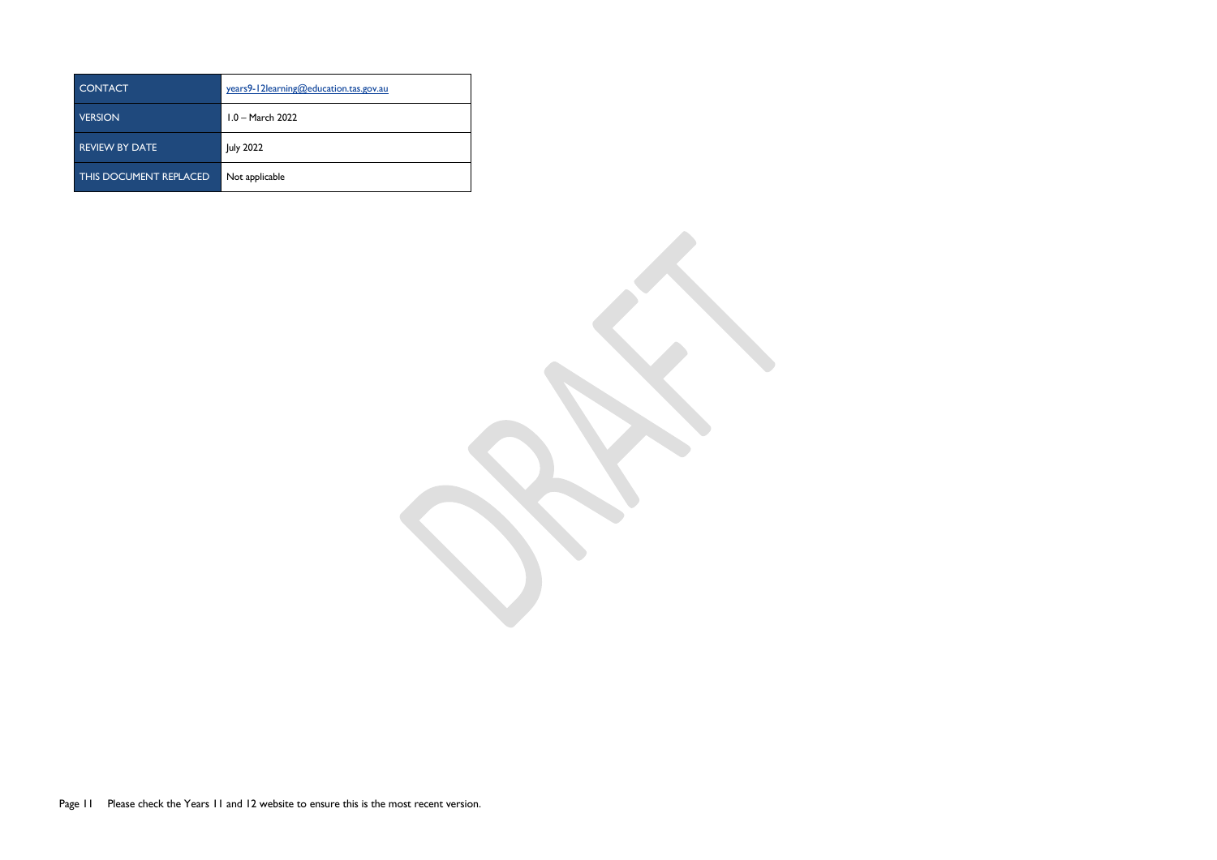| | |
|---|---|
| CONTACT | years9-12learning@education.tas.gov.au |
| VERSION | 1.0 – March 2022 |
| REVIEW BY DATE | July 2022 |
| THIS DOCUMENT REPLACED | Not applicable |